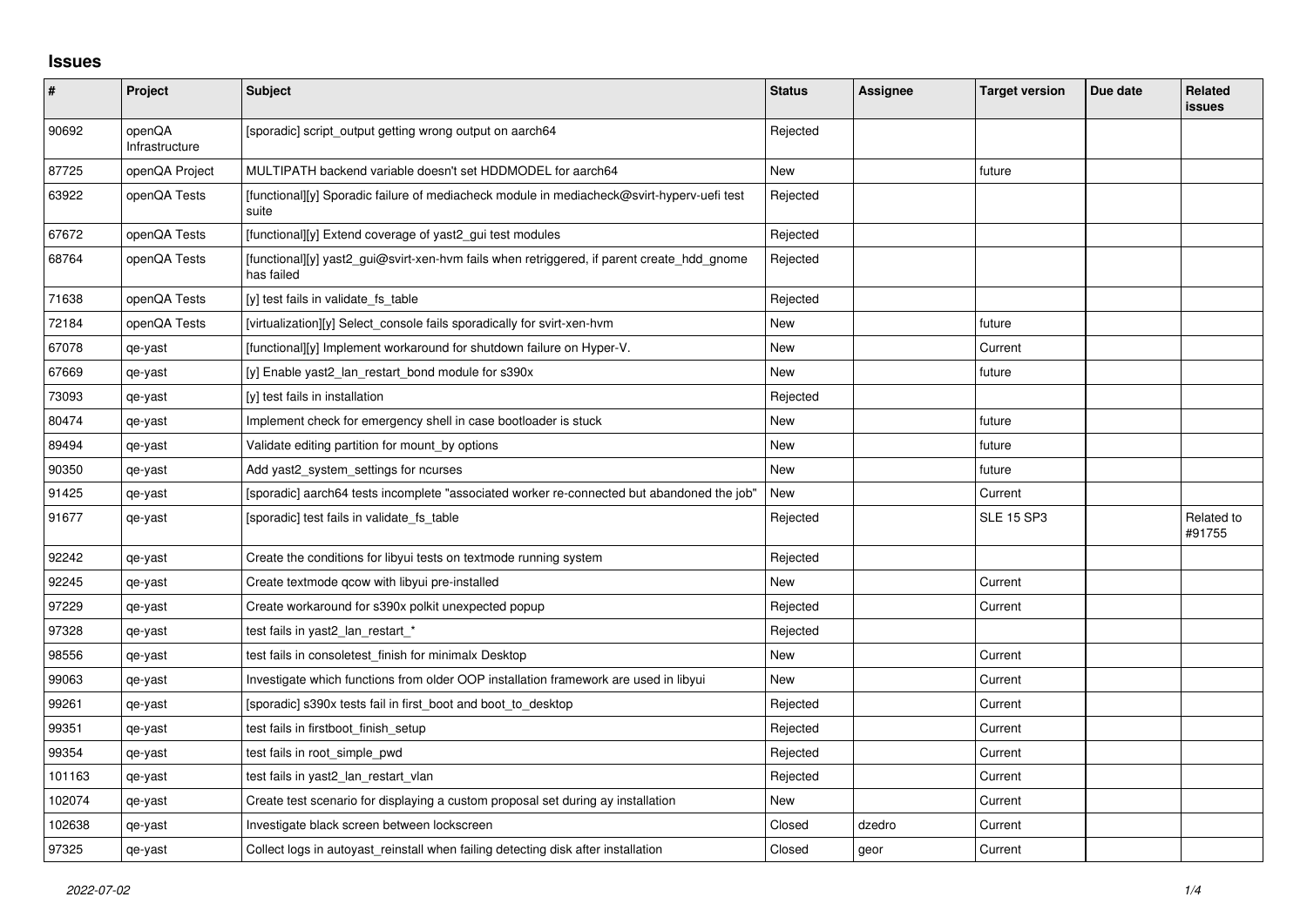## Issues

| # | Project | Subject | Status | Assignee | Target version | Due date | Related issues |
|---|---|---|---|---|---|---|---|
| 90692 | openQA Infrastructure | [sporadic] script_output getting wrong output on aarch64 | Rejected | | | | |
| 87725 | openQA Project | MULTIPATH backend variable doesn't set HDDMODEL for aarch64 | New | | future | | |
| 63922 | openQA Tests | [functional][y] Sporadic failure of mediacheck module in mediacheck@svirt-hyperv-uefi test suite | Rejected | | | | |
| 67672 | openQA Tests | [functional][y] Extend coverage of yast2_gui test modules | Rejected | | | | |
| 68764 | openQA Tests | [functional][y] yast2_gui@svirt-xen-hvm fails when retriggered, if parent create_hdd_gnome has failed | Rejected | | | | |
| 71638 | openQA Tests | [y] test fails in validate_fs_table | Rejected | | | | |
| 72184 | openQA Tests | [virtualization][y] Select_console fails sporadically for svirt-xen-hvm | New | | future | | |
| 67078 | qe-yast | [functional][y] Implement workaround for shutdown failure on Hyper-V. | New | | Current | | |
| 67669 | qe-yast | [y] Enable yast2_lan_restart_bond module for s390x | New | | future | | |
| 73093 | qe-yast | [y] test fails in installation | Rejected | | | | |
| 80474 | qe-yast | Implement check for emergency shell in case bootloader is stuck | New | | future | | |
| 89494 | qe-yast | Validate editing partition for mount_by options | New | | future | | |
| 90350 | qe-yast | Add yast2_system_settings for ncurses | New | | future | | |
| 91425 | qe-yast | [sporadic] aarch64 tests incomplete "associated worker re-connected but abandoned the job" | New | | Current | | |
| 91677 | qe-yast | [sporadic] test fails in validate_fs_table | Rejected | | SLE 15 SP3 | | Related to #91755 |
| 92242 | qe-yast | Create the conditions for libyui tests on textmode running system | Rejected | | | | |
| 92245 | qe-yast | Create textmode qcow with libyui pre-installed | New | | Current | | |
| 97229 | qe-yast | Create workaround for s390x polkit unexpected popup | Rejected | | Current | | |
| 97328 | qe-yast | test fails in yast2_lan_restart_* | Rejected | | | | |
| 98556 | qe-yast | test fails in consoletest_finish for minimalx Desktop | New | | Current | | |
| 99063 | qe-yast | Investigate which functions from older OOP installation framework are used in libyui | New | | Current | | |
| 99261 | qe-yast | [sporadic] s390x tests fail in first_boot and boot_to_desktop | Rejected | | Current | | |
| 99351 | qe-yast | test fails in firstboot_finish_setup | Rejected | | Current | | |
| 99354 | qe-yast | test fails in root_simple_pwd | Rejected | | Current | | |
| 101163 | qe-yast | test fails in yast2_lan_restart_vlan | Rejected | | Current | | |
| 102074 | qe-yast | Create test scenario for displaying a custom proposal set during ay installation | New | | Current | | |
| 102638 | qe-yast | Investigate black screen between lockscreen | Closed | dzedro | Current | | |
| 97325 | qe-yast | Collect logs in autoyast_reinstall when failing detecting disk after installation | Closed | geor | Current | | |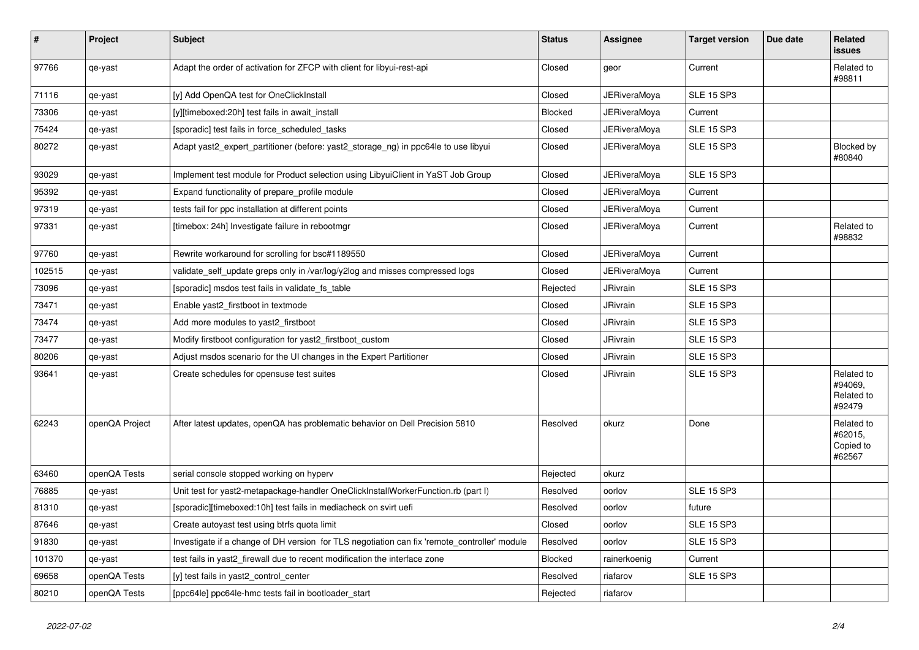| # | Project | Subject | Status | Assignee | Target version | Due date | Related issues |
|---|---|---|---|---|---|---|---|
| 97766 | qe-yast | Adapt the order of activation for ZFCP with client for libyui-rest-api | Closed | geor | Current | | Related to #98811 |
| 71116 | qe-yast | [y] Add OpenQA test for OneClickInstall | Closed | JERiveraMoya | SLE 15 SP3 | | |
| 73306 | qe-yast | [y][timeboxed:20h] test fails in await_install | Blocked | JERiveraMoya | Current | | |
| 75424 | qe-yast | [sporadic] test fails in force_scheduled_tasks | Closed | JERiveraMoya | SLE 15 SP3 | | |
| 80272 | qe-yast | Adapt yast2_expert_partitioner (before: yast2_storage_ng) in ppc64le to use libyui | Closed | JERiveraMoya | SLE 15 SP3 | | Blocked by #80840 |
| 93029 | qe-yast | Implement test module for Product selection using LibyuiClient in YaST Job Group | Closed | JERiveraMoya | SLE 15 SP3 | | |
| 95392 | qe-yast | Expand functionality of prepare_profile module | Closed | JERiveraMoya | Current | | |
| 97319 | qe-yast | tests fail for ppc installation at different points | Closed | JERiveraMoya | Current | | |
| 97331 | qe-yast | [timebox: 24h] Investigate failure in rebootmgr | Closed | JERiveraMoya | Current | | Related to #98832 |
| 97760 | qe-yast | Rewrite workaround for scrolling for bsc#1189550 | Closed | JERiveraMoya | Current | | |
| 102515 | qe-yast | validate_self_update greps only in /var/log/y2log and misses compressed logs | Closed | JERiveraMoya | Current | | |
| 73096 | qe-yast | [sporadic] msdos test fails in validate_fs_table | Rejected | JRivrain | SLE 15 SP3 | | |
| 73471 | qe-yast | Enable yast2_firstboot in textmode | Closed | JRivrain | SLE 15 SP3 | | |
| 73474 | qe-yast | Add more modules to yast2_firstboot | Closed | JRivrain | SLE 15 SP3 | | |
| 73477 | qe-yast | Modify firstboot configuration for yast2_firstboot_custom | Closed | JRivrain | SLE 15 SP3 | | |
| 80206 | qe-yast | Adjust msdos scenario for the UI changes in the Expert Partitioner | Closed | JRivrain | SLE 15 SP3 | | |
| 93641 | qe-yast | Create schedules for opensuse test suites | Closed | JRivrain | SLE 15 SP3 | | Related to #94069, Related to #92479 |
| 62243 | openQA Project | After latest updates, openQA has problematic behavior on Dell Precision 5810 | Resolved | okurz | Done | | Related to #62015, Copied to #62567 |
| 63460 | openQA Tests | serial console stopped working on hyperv | Rejected | okurz | | | |
| 76885 | qe-yast | Unit test for yast2-metapackage-handler OneClickInstallWorkerFunction.rb (part I) | Resolved | oorlov | SLE 15 SP3 | | |
| 81310 | qe-yast | [sporadic][timeboxed:10h] test fails in mediacheck on svirt uefi | Resolved | oorlov | future | | |
| 87646 | qe-yast | Create autoyast test using btrfs quota limit | Closed | oorlov | SLE 15 SP3 | | |
| 91830 | qe-yast | Investigate if a change of DH version for TLS negotiation can fix 'remote_controller' module | Resolved | oorlov | SLE 15 SP3 | | |
| 101370 | qe-yast | test fails in yast2_firewall due to recent modification the interface zone | Blocked | rainerkoenig | Current | | |
| 69658 | openQA Tests | [y] test fails in yast2_control_center | Resolved | riafarov | SLE 15 SP3 | | |
| 80210 | openQA Tests | [ppc64le] ppc64le-hmc tests fail in bootloader_start | Rejected | riafarov | | | |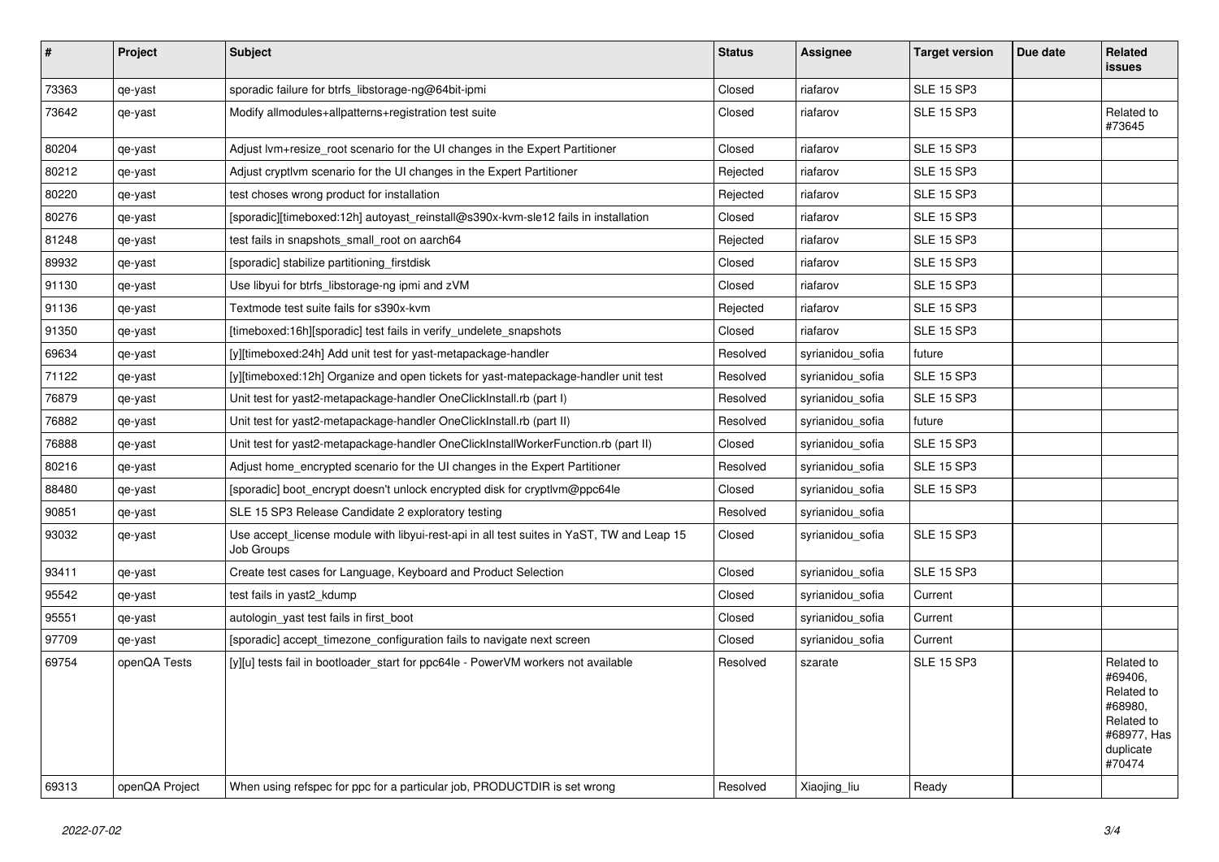| # | Project | Subject | Status | Assignee | Target version | Due date | Related issues |
|---|---|---|---|---|---|---|---|
| 73363 | qe-yast | sporadic failure for btrfs_libstorage-ng@64bit-ipmi | Closed | riafarov | SLE 15 SP3 | | |
| 73642 | qe-yast | Modify allmodules+allpatterns+registration test suite | Closed | riafarov | SLE 15 SP3 | | Related to #73645 |
| 80204 | qe-yast | Adjust lvm+resize_root scenario for the UI changes in the Expert Partitioner | Closed | riafarov | SLE 15 SP3 | | |
| 80212 | qe-yast | Adjust cryptlvm scenario for the UI changes in the Expert Partitioner | Rejected | riafarov | SLE 15 SP3 | | |
| 80220 | qe-yast | test choses wrong product for installation | Rejected | riafarov | SLE 15 SP3 | | |
| 80276 | qe-yast | [sporadic][timeboxed:12h] autoyast_reinstall@s390x-kvm-sle12 fails in installation | Closed | riafarov | SLE 15 SP3 | | |
| 81248 | qe-yast | test fails in snapshots_small_root on aarch64 | Rejected | riafarov | SLE 15 SP3 | | |
| 89932 | qe-yast | [sporadic] stabilize partitioning_firstdisk | Closed | riafarov | SLE 15 SP3 | | |
| 91130 | qe-yast | Use libyui for btrfs_libstorage-ng ipmi and zVM | Closed | riafarov | SLE 15 SP3 | | |
| 91136 | qe-yast | Textmode test suite fails for s390x-kvm | Rejected | riafarov | SLE 15 SP3 | | |
| 91350 | qe-yast | [timeboxed:16h][sporadic] test fails in verify_undelete_snapshots | Closed | riafarov | SLE 15 SP3 | | |
| 69634 | qe-yast | [y][timeboxed:24h] Add unit test for yast-metapackage-handler | Resolved | syrianidou_sofia | future | | |
| 71122 | qe-yast | [y][timeboxed:12h] Organize and open tickets for yast-matepackage-handler unit test | Resolved | syrianidou_sofia | SLE 15 SP3 | | |
| 76879 | qe-yast | Unit test for yast2-metapackage-handler OneClickInstall.rb (part I) | Resolved | syrianidou_sofia | SLE 15 SP3 | | |
| 76882 | qe-yast | Unit test for yast2-metapackage-handler OneClickInstall.rb (part II) | Resolved | syrianidou_sofia | future | | |
| 76888 | qe-yast | Unit test for yast2-metapackage-handler OneClickInstallWorkerFunction.rb (part II) | Closed | syrianidou_sofia | SLE 15 SP3 | | |
| 80216 | qe-yast | Adjust home_encrypted scenario for the UI changes in the Expert Partitioner | Resolved | syrianidou_sofia | SLE 15 SP3 | | |
| 88480 | qe-yast | [sporadic] boot_encrypt doesn't unlock encrypted disk for cryptlvm@ppc64le | Closed | syrianidou_sofia | SLE 15 SP3 | | |
| 90851 | qe-yast | SLE 15 SP3 Release Candidate 2 exploratory testing | Resolved | syrianidou_sofia | | | |
| 93032 | qe-yast | Use accept_license module with libyui-rest-api in all test suites in YaST, TW and Leap 15 Job Groups | Closed | syrianidou_sofia | SLE 15 SP3 | | |
| 93411 | qe-yast | Create test cases for Language, Keyboard and Product Selection | Closed | syrianidou_sofia | SLE 15 SP3 | | |
| 95542 | qe-yast | test fails in yast2_kdump | Closed | syrianidou_sofia | Current | | |
| 95551 | qe-yast | autologin_yast test fails in first_boot | Closed | syrianidou_sofia | Current | | |
| 97709 | qe-yast | [sporadic] accept_timezone_configuration fails to navigate next screen | Closed | syrianidou_sofia | Current | | |
| 69754 | openQA Tests | [y][u] tests fail in bootloader_start for ppc64le - PowerVM workers not available | Resolved | szarate | SLE 15 SP3 | | Related to #69406, Related to #68980, Related to #68977, Has duplicate #70474 |
| 69313 | openQA Project | When using refspec for ppc for a particular job, PRODUCTDIR is set wrong | Resolved | Xiaojing_liu | Ready | | |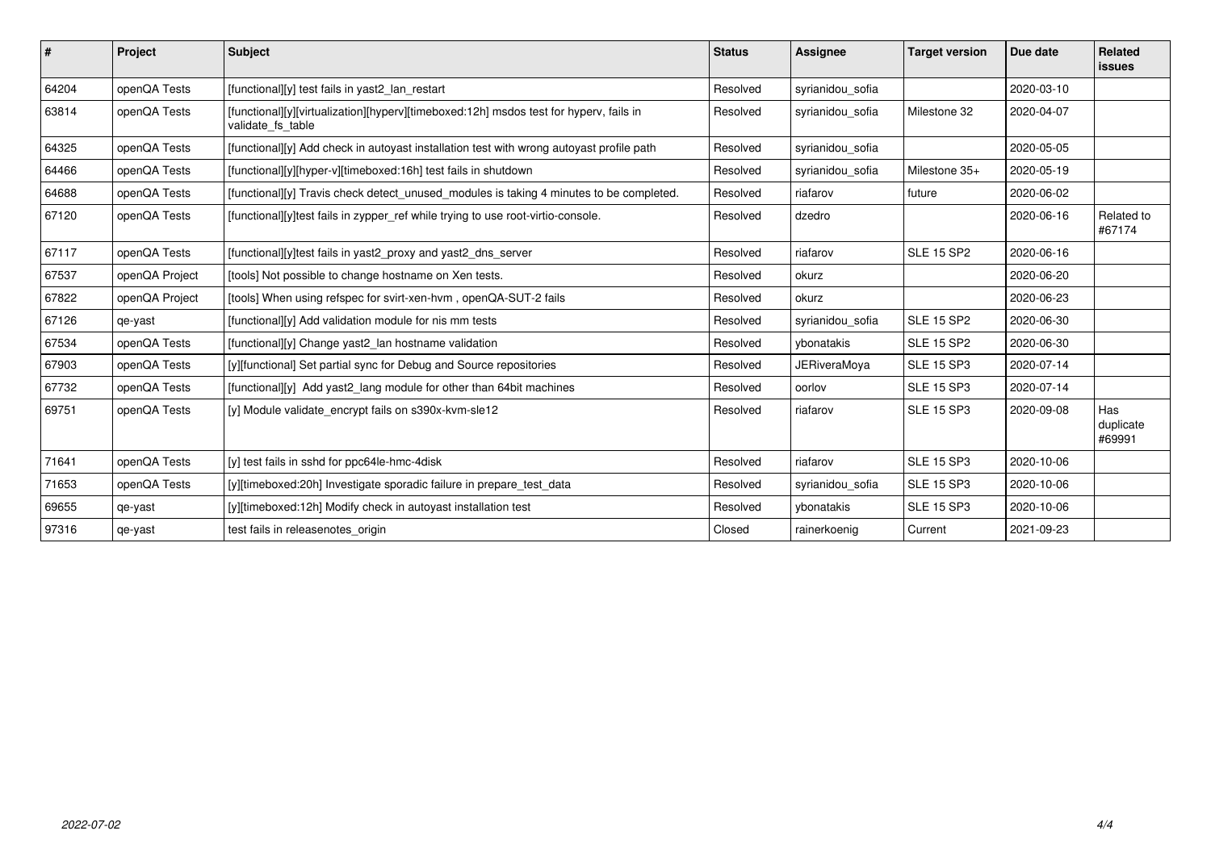| # | Project | Subject | Status | Assignee | Target version | Due date | Related issues |
|---|---|---|---|---|---|---|---|
| 64204 | openQA Tests | [functional][y] test fails in yast2_lan_restart | Resolved | syrianidou_sofia | | 2020-03-10 | |
| 63814 | openQA Tests | [functional][y][virtualization][hyperv][timeboxed:12h] msdos test for hyperv, fails in validate_fs_table | Resolved | syrianidou_sofia | Milestone 32 | 2020-04-07 | |
| 64325 | openQA Tests | [functional][y] Add check in autoyast installation test with wrong autoyast profile path | Resolved | syrianidou_sofia | | 2020-05-05 | |
| 64466 | openQA Tests | [functional][y][hyper-v][timeboxed:16h] test fails in shutdown | Resolved | syrianidou_sofia | Milestone 35+ | 2020-05-19 | |
| 64688 | openQA Tests | [functional][y] Travis check detect_unused_modules is taking 4 minutes to be completed. | Resolved | riafarov | future | 2020-06-02 | |
| 67120 | openQA Tests | [functional][y]test fails in zypper_ref while trying to use root-virtio-console. | Resolved | dzedro | | 2020-06-16 | Related to #67174 |
| 67117 | openQA Tests | [functional][y]test fails in yast2_proxy and yast2_dns_server | Resolved | riafarov | SLE 15 SP2 | 2020-06-16 | |
| 67537 | openQA Project | [tools] Not possible to change hostname on Xen tests. | Resolved | okurz | | 2020-06-20 | |
| 67822 | openQA Project | [tools] When using refspec for svirt-xen-hvm , openQA-SUT-2 fails | Resolved | okurz | | 2020-06-23 | |
| 67126 | qe-yast | [functional][y] Add validation module for nis mm tests | Resolved | syrianidou_sofia | SLE 15 SP2 | 2020-06-30 | |
| 67534 | openQA Tests | [functional][y] Change yast2_lan hostname validation | Resolved | ybonatakis | SLE 15 SP2 | 2020-06-30 | |
| 67903 | openQA Tests | [y][functional] Set partial sync for Debug and Source repositories | Resolved | JERiveraMoya | SLE 15 SP3 | 2020-07-14 | |
| 67732 | openQA Tests | [functional][y] Add yast2_lang module for other than 64bit machines | Resolved | oorlov | SLE 15 SP3 | 2020-07-14 | |
| 69751 | openQA Tests | [y] Module validate_encrypt fails on s390x-kvm-sle12 | Resolved | riafarov | SLE 15 SP3 | 2020-09-08 | Has duplicate #69991 |
| 71641 | openQA Tests | [y] test fails in sshd for ppc64le-hmc-4disk | Resolved | riafarov | SLE 15 SP3 | 2020-10-06 | |
| 71653 | openQA Tests | [y][timeboxed:20h] Investigate sporadic failure in prepare_test_data | Resolved | syrianidou_sofia | SLE 15 SP3 | 2020-10-06 | |
| 69655 | qe-yast | [y][timeboxed:12h] Modify check in autoyast installation test | Resolved | ybonatakis | SLE 15 SP3 | 2020-10-06 | |
| 97316 | qe-yast | test fails in releasenotes_origin | Closed | rainerkoenig | Current | 2021-09-23 | |